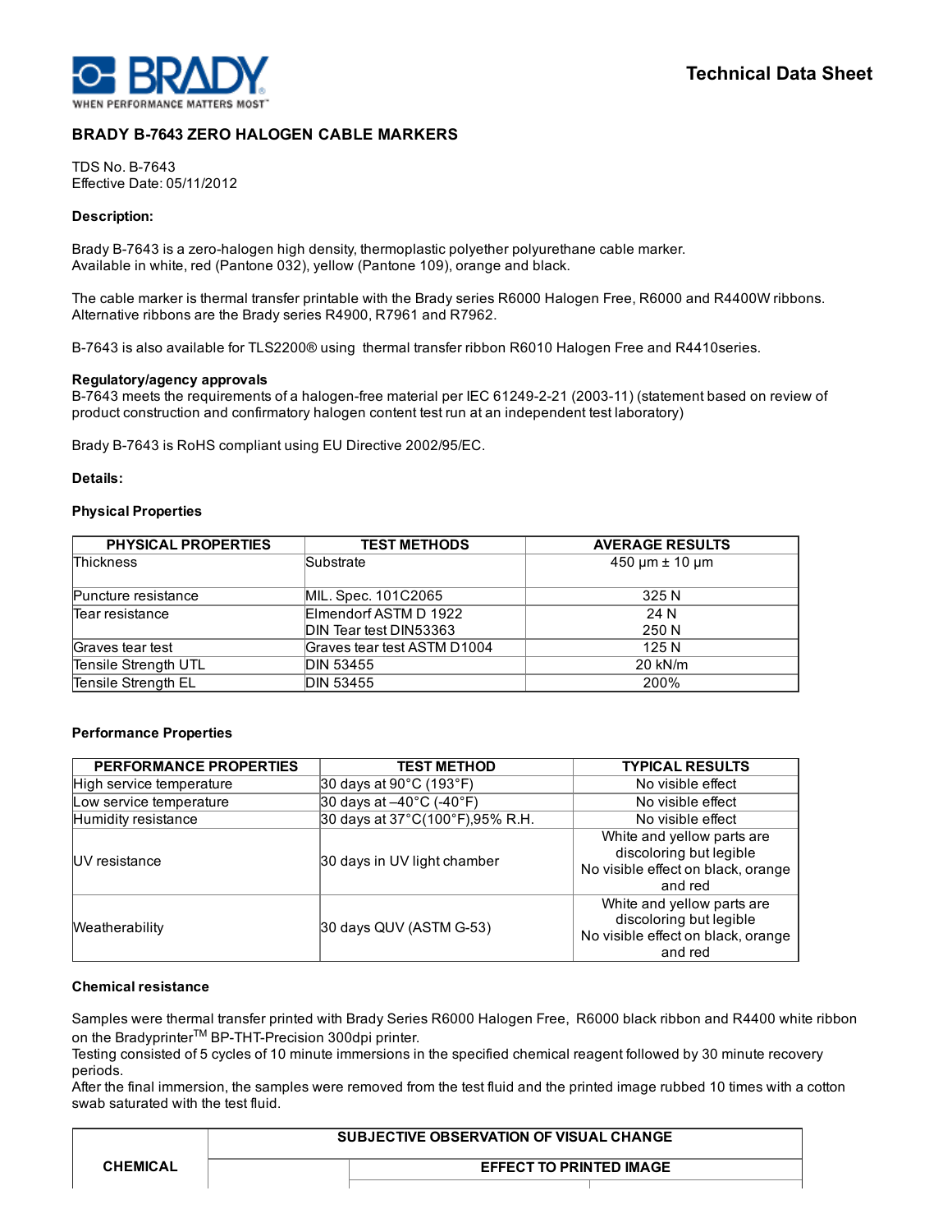# BRADY B-7643 ZERO HALOGEN CABLE MARKERS

Technical Data Sheet

TDS No. B-7643
Effective Date: 05/11/2012

**Description:**

Brady B-7643 is a zero-halogen high density, thermoplastic polyether polyurethane cable marker.
Available in white, red (Pantone 032), yellow (Pantone 109), orange and black.

The cable marker is thermal transfer printable with the Brady series R6000 Halogen Free, R6000 and R4400W ribbons.
Alternative ribbons are the Brady series R4900, R7961 and R7962.

B-7643 is also available for TLS2200® using thermal transfer ribbon R6010 Halogen Free and R4410series.

**Regulatory/agency approvals**

B-7643 meets the requirements of a halogen-free material per IEC 61249-2-21 (2003-11) (statement based on review of product construction and confirmatory halogen content test run at an independent test laboratory)

Brady B-7643 is RoHS compliant using EU Directive 2002/95/EC.

**Details:**

**Physical Properties**

| PHYSICAL PROPERTIES | TEST METHODS | AVERAGE RESULTS |
|---|---|---|
| Thickness | Substrate | 450 µm ± 10 µm |
| Puncture resistance | MIL. Spec. 101C2065 | 325 N |
| Tear resistance | Elmendorf ASTM D 1922<br>DIN Tear test DIN53363 | 24 N<br>250 N |
| Graves tear test | Graves tear test ASTM D1004 | 125 N |
| Tensile Strength UTL | DIN 53455 | 20 kN/m |
| Tensile Strength EL | DIN 53455 | 200% |

**Performance Properties**

| PERFORMANCE PROPERTIES | TEST METHOD | TYPICAL RESULTS |
|---|---|---|
| High service temperature | 30 days at 90°C (193°F) | No visible effect |
| Low service temperature | 30 days at –40°C (-40°F) | No visible effect |
| Humidity resistance | 30 days at 37°C(100°F),95% R.H. | No visible effect |
| UV resistance | 30 days in UV light chamber | White and yellow parts are discoloring but legible<br>No visible effect on black, orange and red |
| Weatherability | 30 days QUV (ASTM G-53) | White and yellow parts are discoloring but legible<br>No visible effect on black, orange and red |

**Chemical resistance**

Samples were thermal transfer printed with Brady Series R6000 Halogen Free, R6000 black ribbon and R4400 white ribbon on the Bradyprinter™ BP-THT-Precision 300dpi printer.
Testing consisted of 5 cycles of 10 minute immersions in the specified chemical reagent followed by 30 minute recovery periods.
After the final immersion, the samples were removed from the test fluid and the printed image rubbed 10 times with a cotton swab saturated with the test fluid.

| CHEMICAL | SUBJECTIVE OBSERVATION OF VISUAL CHANGE | | |
|---|---|---|---|
| | | EFFECT TO PRINTED IMAGE | |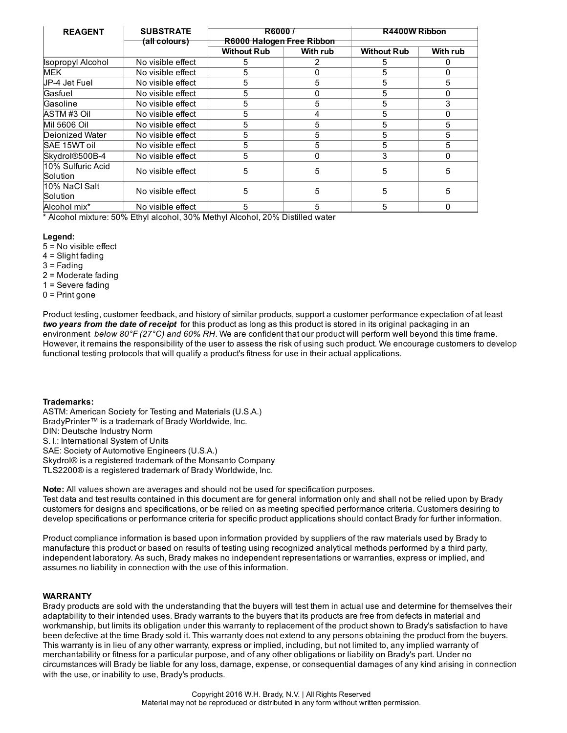| REAGENT | SUBSTRATE (all colours) | R6000 / R6000 Halogen Free Ribbon | | R4400W Ribbon | |
|---|---|---|---|---|---|
| | | Without Rub | With rub | Without Rub | With rub |
| Isopropyl Alcohol | No visible effect | 5 | 2 | 5 | 0 |
| MEK | No visible effect | 5 | 0 | 5 | 0 |
| JP-4 Jet Fuel | No visible effect | 5 | 5 | 5 | 5 |
| Gasfuel | No visible effect | 5 | 0 | 5 | 0 |
| Gasoline | No visible effect | 5 | 5 | 5 | 3 |
| ASTM #3 Oil | No visible effect | 5 | 4 | 5 | 0 |
| Mil 5606 Oil | No visible effect | 5 | 5 | 5 | 5 |
| Deionized Water | No visible effect | 5 | 5 | 5 | 5 |
| SAE 15WT oil | No visible effect | 5 | 5 | 5 | 5 |
| Skydrol®500B-4 | No visible effect | 5 | 0 | 3 | 0 |
| 10% Sulfuric Acid Solution | No visible effect | 5 | 5 | 5 | 5 |
| 10% NaCI Salt Solution | No visible effect | 5 | 5 | 5 | 5 |
| Alcohol mix* | No visible effect | 5 | 5 | 5 | 0 |

* Alcohol mixture: 50% Ethyl alcohol, 30% Methyl Alcohol, 20% Distilled water

**Legend:**
5 = No visible effect
4 = Slight fading
3 = Fading
2 = Moderate fading
1 = Severe fading
0 = Print gone

Product testing, customer feedback, and history of similar products, support a customer performance expectation of at least ***two years from the date of receipt*** for this product as long as this product is stored in its original packaging in an environment *below 80°F (27°C) and 60% RH*. We are confident that our product will perform well beyond this time frame. However, it remains the responsibility of the user to assess the risk of using such product. We encourage customers to develop functional testing protocols that will qualify a product's fitness for use in their actual applications.

**Trademarks:**
ASTM: American Society for Testing and Materials (U.S.A.)
BradyPrinter™ is a trademark of Brady Worldwide, Inc.
DIN: Deutsche Industry Norm
S. I.: International System of Units
SAE: Society of Automotive Engineers (U.S.A.)
Skydrol® is a registered trademark of the Monsanto Company
TLS2200® is a registered trademark of Brady Worldwide, Inc.

**Note:** All values shown are averages and should not be used for specification purposes.
Test data and test results contained in this document are for general information only and shall not be relied upon by Brady customers for designs and specifications, or be relied on as meeting specified performance criteria. Customers desiring to develop specifications or performance criteria for specific product applications should contact Brady for further information.

Product compliance information is based upon information provided by suppliers of the raw materials used by Brady to manufacture this product or based on results of testing using recognized analytical methods performed by a third party, independent laboratory. As such, Brady makes no independent representations or warranties, express or implied, and assumes no liability in connection with the use of this information.

**WARRANTY**
Brady products are sold with the understanding that the buyers will test them in actual use and determine for themselves their adaptability to their intended uses. Brady warrants to the buyers that its products are free from defects in material and workmanship, but limits its obligation under this warranty to replacement of the product shown to Brady's satisfaction to have been defective at the time Brady sold it. This warranty does not extend to any persons obtaining the product from the buyers. This warranty is in lieu of any other warranty, express or implied, including, but not limited to, any implied warranty of merchantability or fitness for a particular purpose, and of any other obligations or liability on Brady's part. Under no circumstances will Brady be liable for any loss, damage, expense, or consequential damages of any kind arising in connection with the use, or inability to use, Brady's products.

Copyright 2016 W.H. Brady, N.V. | All Rights Reserved
Material may not be reproduced or distributed in any form without written permission.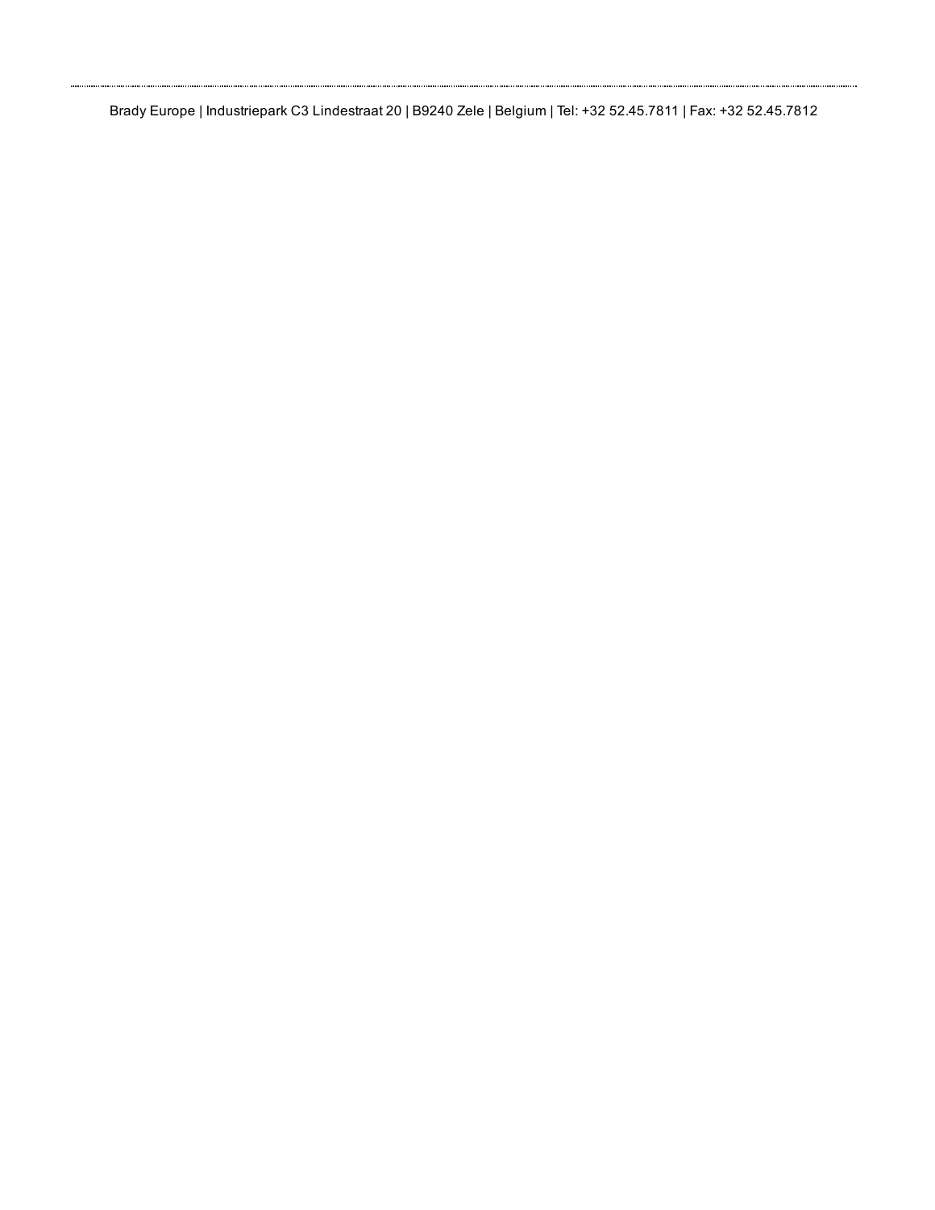Brady Europe | Industriepark C3 Lindestraat 20 | B9240 Zele | Belgium | Tel: +32 52.45.7811 | Fax: +32 52.45.7812